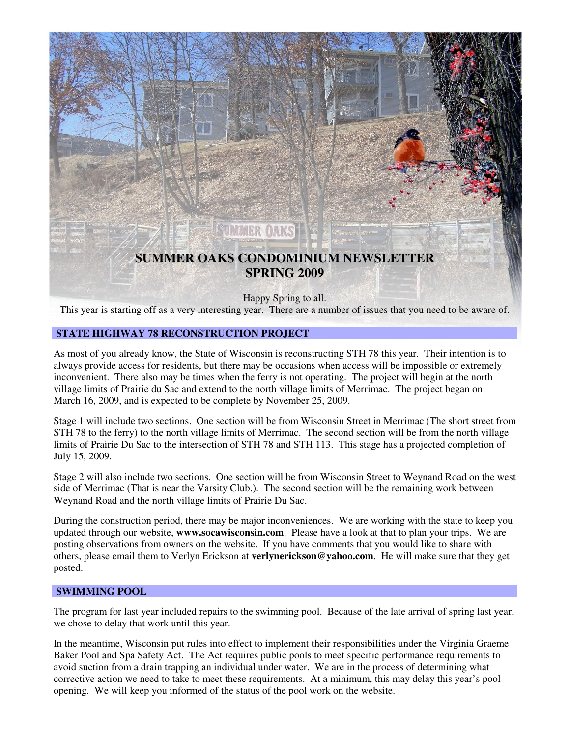# SUMMER OAKS CONDOMINIUM NEWSLETTER
# SPRING 2009

Happy Spring to all.
This year is starting off as a very interesting year. There are a number of issues that you need to be aware of.

## STATE HIGHWAY 78 RECONSTRUCTION PROJECT

As most of you already know, the State of Wisconsin is reconstructing STH 78 this year. Their intention is to always provide access for residents, but there may be occasions when access will be impossible or extremely inconvenient. There also may be times when the ferry is not operating. The project will begin at the north village limits of Prairie du Sac and extend to the north village limits of Merrimac. The project began on March 16, 2009, and is expected to be complete by November 25, 2009.

Stage 1 will include two sections. One section will be from Wisconsin Street in Merrimac (The short street from STH 78 to the ferry) to the north village limits of Merrimac. The second section will be from the north village limits of Prairie Du Sac to the intersection of STH 78 and STH 113. This stage has a projected completion of July 15, 2009.

Stage 2 will also include two sections. One section will be from Wisconsin Street to Weynand Road on the west side of Merrimac (That is near the Varsity Club.). The second section will be the remaining work between Weynand Road and the north village limits of Prairie Du Sac.

During the construction period, there may be major inconveniences. We are working with the state to keep you updated through our website, **www.socawisconsin.com**. Please have a look at that to plan your trips. We are posting observations from owners on the website. If you have comments that you would like to share with others, please email them to Verlyn Erickson at **verlynerickson@yahoo.com**. He will make sure that they get posted.

## SWIMMING POOL

The program for last year included repairs to the swimming pool. Because of the late arrival of spring last year, we chose to delay that work until this year.

In the meantime, Wisconsin put rules into effect to implement their responsibilities under the Virginia Graeme Baker Pool and Spa Safety Act. The Act requires public pools to meet specific performance requirements to avoid suction from a drain trapping an individual under water. We are in the process of determining what corrective action we need to take to meet these requirements. At a minimum, this may delay this year's pool opening. We will keep you informed of the status of the pool work on the website.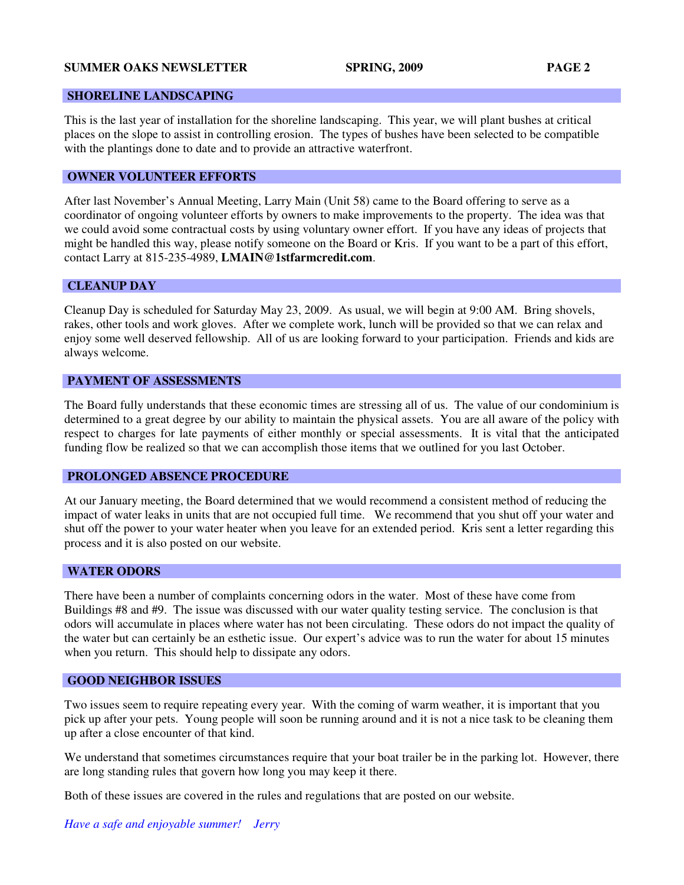## SHORELINE LANDSCAPING

This is the last year of installation for the shoreline landscaping. This year, we will plant bushes at critical places on the slope to assist in controlling erosion. The types of bushes have been selected to be compatible with the plantings done to date and to provide an attractive waterfront.

## OWNER VOLUNTEER EFFORTS

After last November's Annual Meeting, Larry Main (Unit 58) came to the Board offering to serve as a coordinator of ongoing volunteer efforts by owners to make improvements to the property. The idea was that we could avoid some contractual costs by using voluntary owner effort. If you have any ideas of projects that might be handled this way, please notify someone on the Board or Kris. If you want to be a part of this effort, contact Larry at 815-235-4989, **LMAIN@1stfarmcredit.com**.

## CLEANUP DAY

Cleanup Day is scheduled for Saturday May 23, 2009. As usual, we will begin at 9:00 AM. Bring shovels, rakes, other tools and work gloves. After we complete work, lunch will be provided so that we can relax and enjoy some well deserved fellowship. All of us are looking forward to your participation. Friends and kids are always welcome.

## PAYMENT OF ASSESSMENTS

The Board fully understands that these economic times are stressing all of us. The value of our condominium is determined to a great degree by our ability to maintain the physical assets. You are all aware of the policy with respect to charges for late payments of either monthly or special assessments. It is vital that the anticipated funding flow be realized so that we can accomplish those items that we outlined for you last October.

## PROLONGED ABSENCE PROCEDURE

At our January meeting, the Board determined that we would recommend a consistent method of reducing the impact of water leaks in units that are not occupied full time. We recommend that you shut off your water and shut off the power to your water heater when you leave for an extended period. Kris sent a letter regarding this process and it is also posted on our website.

## WATER ODORS

There have been a number of complaints concerning odors in the water. Most of these have come from Buildings #8 and #9. The issue was discussed with our water quality testing service. The conclusion is that odors will accumulate in places where water has not been circulating. These odors do not impact the quality of the water but can certainly be an esthetic issue. Our expert's advice was to run the water for about 15 minutes when you return. This should help to dissipate any odors.

## GOOD NEIGHBOR ISSUES

Two issues seem to require repeating every year. With the coming of warm weather, it is important that you pick up after your pets. Young people will soon be running around and it is not a nice task to be cleaning them up after a close encounter of that kind.

We understand that sometimes circumstances require that your boat trailer be in the parking lot. However, there are long standing rules that govern how long you may keep it there.

Both of these issues are covered in the rules and regulations that are posted on our website.

*Have a safe and enjoyable summer! Jerry*